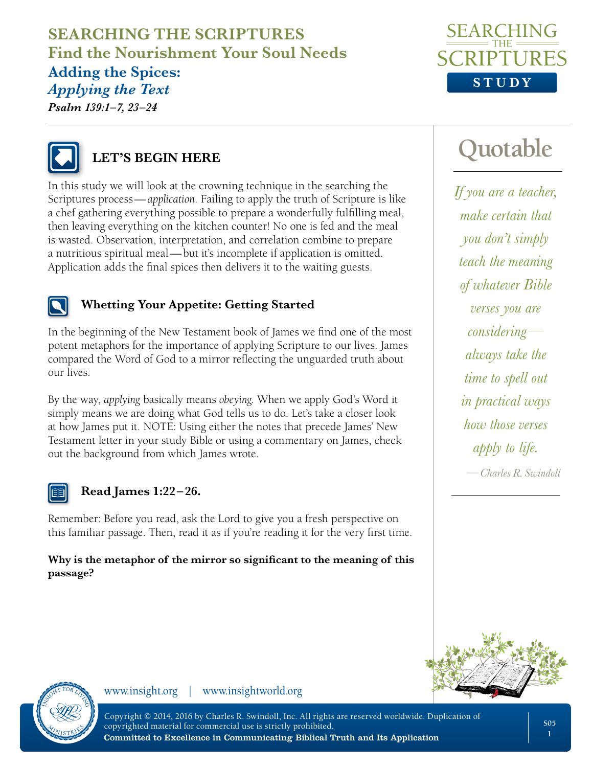# SEARCHING THE SCRIPTURES

## Find the Nourishment Your Soul Needs

### Adding the Spices:
### *Applying the Text*

***Psalm 139:1–7, 23–24***

## LET'S BEGIN HERE

In this study we will look at the crowning technique in the searching the Scriptures process—*application*. Failing to apply the truth of Scripture is like a chef gathering everything possible to prepare a wonderfully fulfilling meal, then leaving everything on the kitchen counter! No one is fed and the meal is wasted. Observation, interpretation, and correlation combine to prepare a nutritious spiritual meal—but it's incomplete if application is omitted. Application adds the final spices then delivers it to the waiting guests.

### Whetting Your Appetite: Getting Started

In the beginning of the New Testament book of James we find one of the most potent metaphors for the importance of applying Scripture to our lives. James compared the Word of God to a mirror reflecting the unguarded truth about our lives.

By the way, *applying* basically means *obeying*. When we apply God's Word it simply means we are doing what God tells us to do. Let's take a closer look at how James put it. NOTE: Using either the notes that precede James' New Testament letter in your study Bible or using a commentary on James, check out the background from which James wrote.

### Read James 1:22–26.

Remember: Before you read, ask the Lord to give you a fresh perspective on this familiar passage. Then, read it as if you're reading it for the very first time.

**Why is the metaphor of the mirror so significant to the meaning of this passage?**

## Quotable

*If you are a teacher, make certain that you don't simply teach the meaning of whatever Bible verses you are considering—always take the time to spell out in practical ways how those verses apply to life.*

—*Charles R. Swindoll*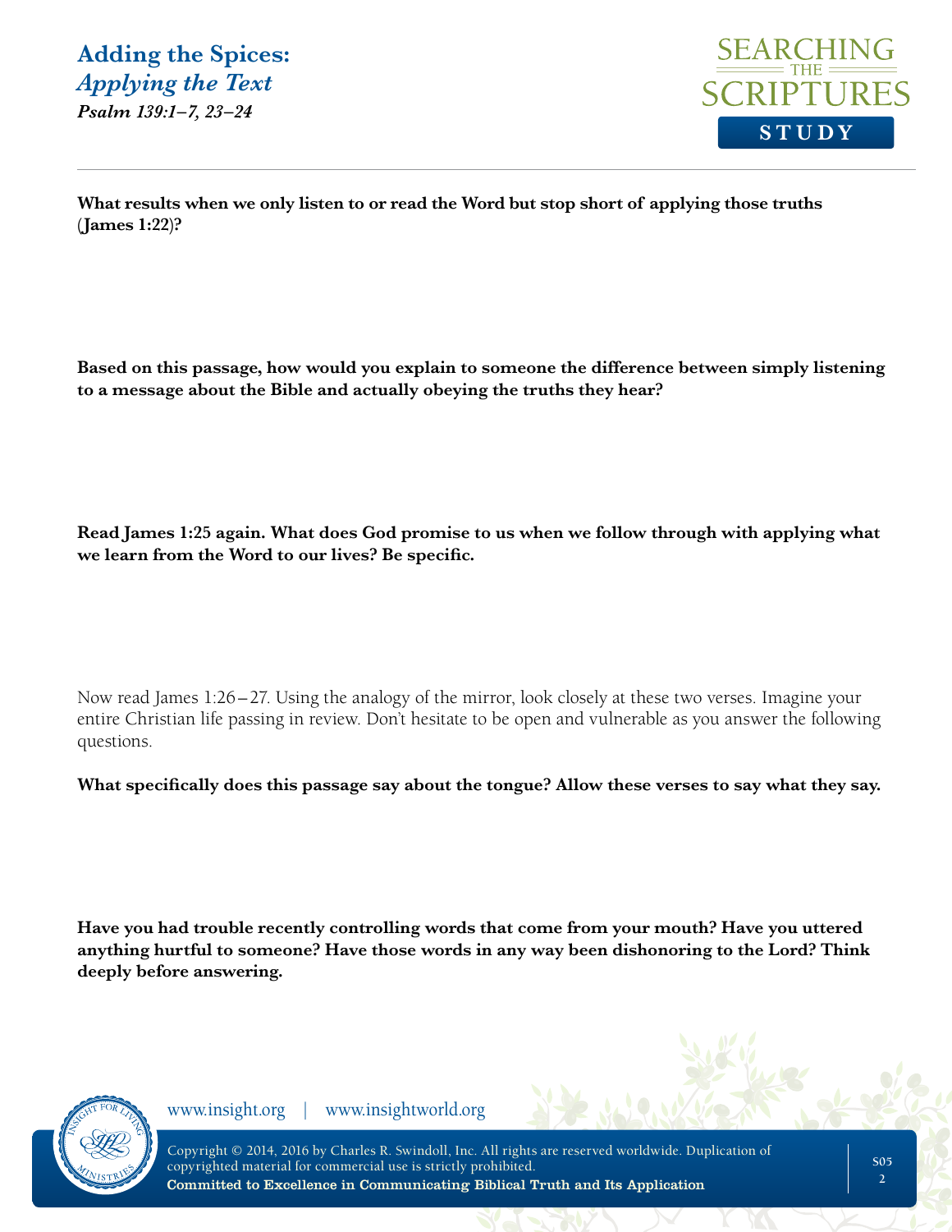**What results when we only listen to or read the Word but stop short of applying those truths (James 1:22)?**

**Based on this passage, how would you explain to someone the difference between simply listening to a message about the Bible and actually obeying the truths they hear?**

**Read James 1:25 again. What does God promise to us when we follow through with applying what we learn from the Word to our lives? Be specific.**

Now read James 1:26–27. Using the analogy of the mirror, look closely at these two verses. Imagine your entire Christian life passing in review. Don't hesitate to be open and vulnerable as you answer the following questions.

**What specifically does this passage say about the tongue? Allow these verses to say what they say.**

**Have you had trouble recently controlling words that come from your mouth? Have you uttered anything hurtful to someone? Have those words in any way been dishonoring to the Lord? Think deeply before answering.**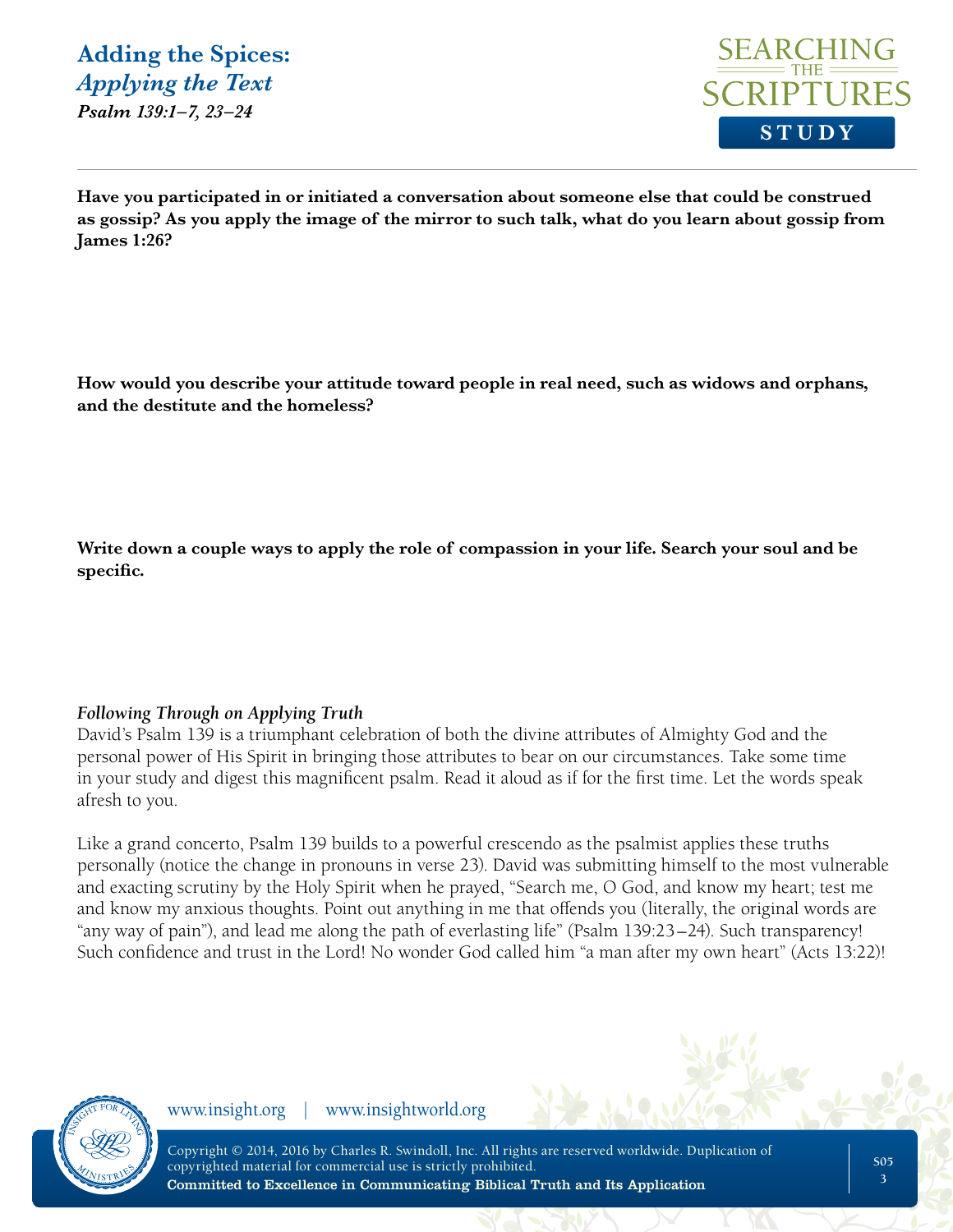**Have you participated in or initiated a conversation about someone else that could be construed as gossip? As you apply the image of the mirror to such talk, what do you learn about gossip from James 1:26?**

**How would you describe your attitude toward people in real need, such as widows and orphans, and the destitute and the homeless?**

**Write down a couple ways to apply the role of compassion in your life. Search your soul and be specific.**

***Following Through on Applying Truth***

David's Psalm 139 is a triumphant celebration of both the divine attributes of Almighty God and the personal power of His Spirit in bringing those attributes to bear on our circumstances. Take some time in your study and digest this magnificent psalm. Read it aloud as if for the first time. Let the words speak afresh to you.

Like a grand concerto, Psalm 139 builds to a powerful crescendo as the psalmist applies these truths personally (notice the change in pronouns in verse 23). David was submitting himself to the most vulnerable and exacting scrutiny by the Holy Spirit when he prayed, "Search me, O God, and know my heart; test me and know my anxious thoughts. Point out anything in me that offends you (literally, the original words are "any way of pain"), and lead me along the path of everlasting life" (Psalm 139:23–24). Such transparency! Such confidence and trust in the Lord! No wonder God called him "a man after my own heart" (Acts 13:22)!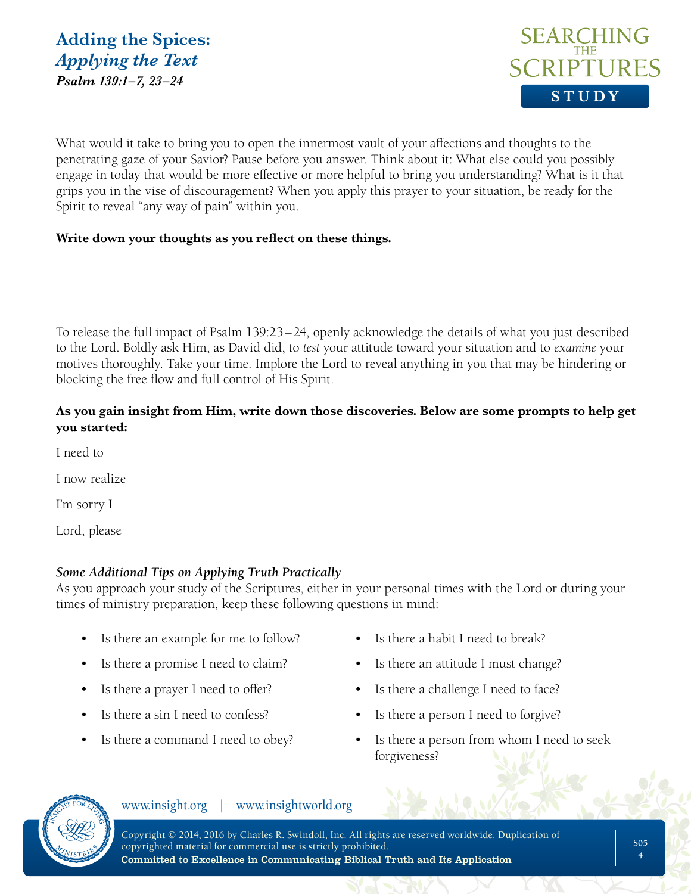# Adding the Spices: *Applying the Text*

***Psalm 139:1–7, 23–24***

What would it take to bring you to open the innermost vault of your affections and thoughts to the penetrating gaze of your Savior? Pause before you answer. Think about it: What else could you possibly engage in today that would be more effective or more helpful to bring you understanding? What is it that grips you in the vise of discouragement? When you apply this prayer to your situation, be ready for the Spirit to reveal "any way of pain" within you.

**Write down your thoughts as you reflect on these things.**

To release the full impact of Psalm 139:23–24, openly acknowledge the details of what you just described to the Lord. Boldly ask Him, as David did, to *test* your attitude toward your situation and to *examine* your motives thoroughly. Take your time. Implore the Lord to reveal anything in you that may be hindering or blocking the free flow and full control of His Spirit.

**As you gain insight from Him, write down those discoveries. Below are some prompts to help get you started:**

I need to

I now realize

I'm sorry I

Lord, please

***Some Additional Tips on Applying Truth Practically***

As you approach your study of the Scriptures, either in your personal times with the Lord or during your times of ministry preparation, keep these following questions in mind:

- Is there an example for me to follow?
- Is there a promise I need to claim?
- Is there a prayer I need to offer?
- Is there a sin I need to confess?
- Is there a command I need to obey?
- Is there a habit I need to break?
- Is there an attitude I must change?
- Is there a challenge I need to face?
- Is there a person I need to forgive?
- Is there a person from whom I need to seek forgiveness?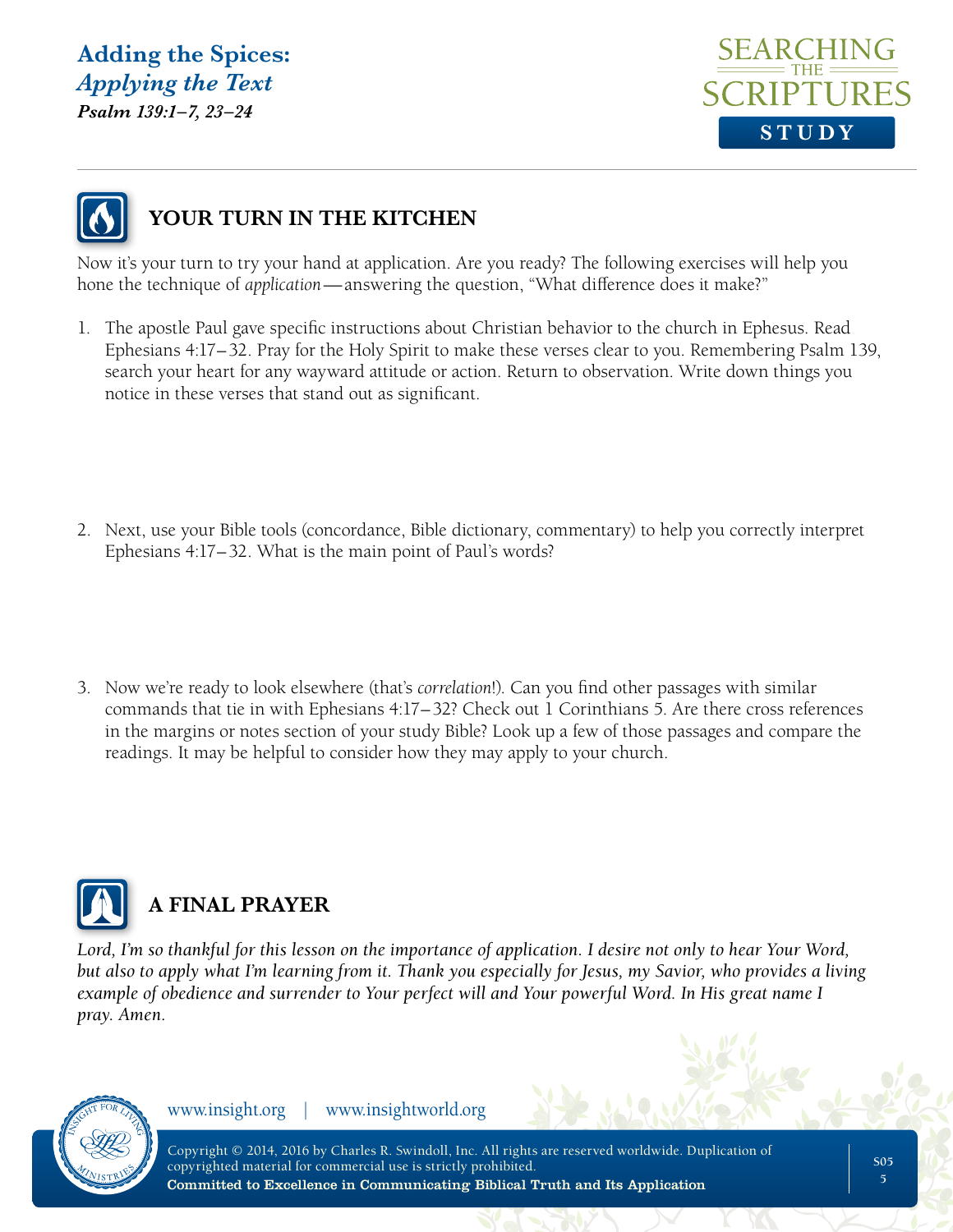## YOUR TURN IN THE KITCHEN

Now it's your turn to try your hand at application. Are you ready? The following exercises will help you hone the technique of *application*—answering the question, "What difference does it make?"

1. The apostle Paul gave specific instructions about Christian behavior to the church in Ephesus. Read Ephesians 4:17–32. Pray for the Holy Spirit to make these verses clear to you. Remembering Psalm 139, search your heart for any wayward attitude or action. Return to observation. Write down things you notice in these verses that stand out as significant.

2. Next, use your Bible tools (concordance, Bible dictionary, commentary) to help you correctly interpret Ephesians 4:17–32. What is the main point of Paul's words?

3. Now we're ready to look elsewhere (that's *correlation*!). Can you find other passages with similar commands that tie in with Ephesians 4:17–32? Check out 1 Corinthians 5. Are there cross references in the margins or notes section of your study Bible? Look up a few of those passages and compare the readings. It may be helpful to consider how they may apply to your church.

## A FINAL PRAYER

*Lord, I'm so thankful for this lesson on the importance of application. I desire not only to hear Your Word, but also to apply what I'm learning from it. Thank you especially for Jesus, my Savior, who provides a living example of obedience and surrender to Your perfect will and Your powerful Word. In His great name I pray. Amen.*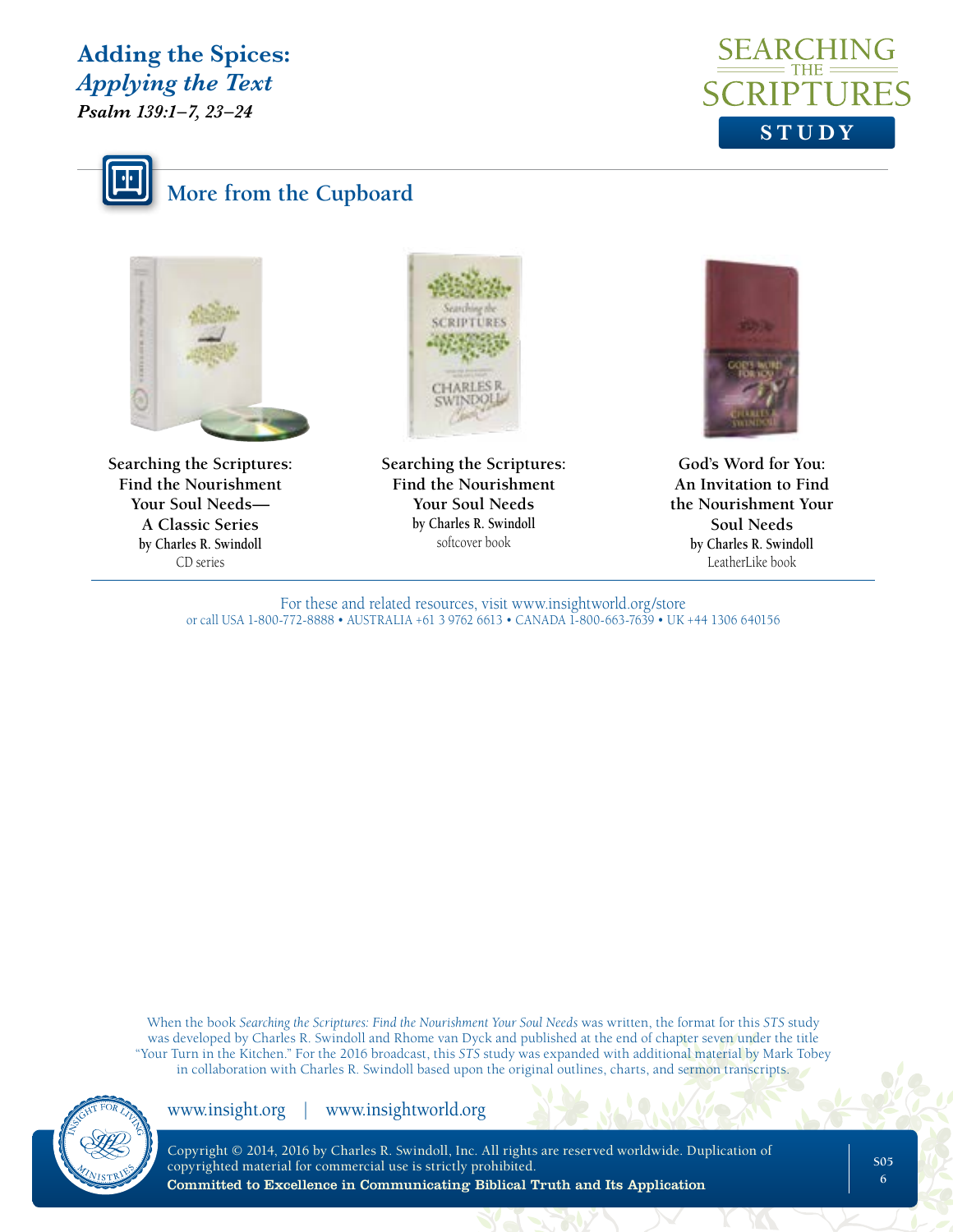# Adding the Spices: *Applying the Text*

***Psalm 139:1–7, 23–24***

## More from the Cupboard

**Searching the Scriptures: Find the Nourishment Your Soul Needs— A Classic Series**
by Charles R. Swindoll
CD series

**Searching the Scriptures: Find the Nourishment Your Soul Needs**
by Charles R. Swindoll
softcover book

**God's Word for You: An Invitation to Find the Nourishment Your Soul Needs**
by Charles R. Swindoll
LeatherLike book

For these and related resources, visit www.insightworld.org/store
or call USA 1-800-772-8888 • AUSTRALIA +61 3 9762 6613 • CANADA 1-800-663-7639 • UK +44 1306 640156

When the book *Searching the Scriptures: Find the Nourishment Your Soul Needs* was written, the format for this *STS* study was developed by Charles R. Swindoll and Rhome van Dyck and published at the end of chapter seven under the title "Your Turn in the Kitchen." For the 2016 broadcast, this *STS* study was expanded with additional material by Mark Tobey in collaboration with Charles R. Swindoll based upon the original outlines, charts, and sermon transcripts.

www.insight.org | www.insightworld.org

Copyright © 2014, 2016 by Charles R. Swindoll, Inc. All rights are reserved worldwide. Duplication of copyrighted material for commercial use is strictly prohibited.

**Committed to Excellence in Communicating Biblical Truth and Its Application**